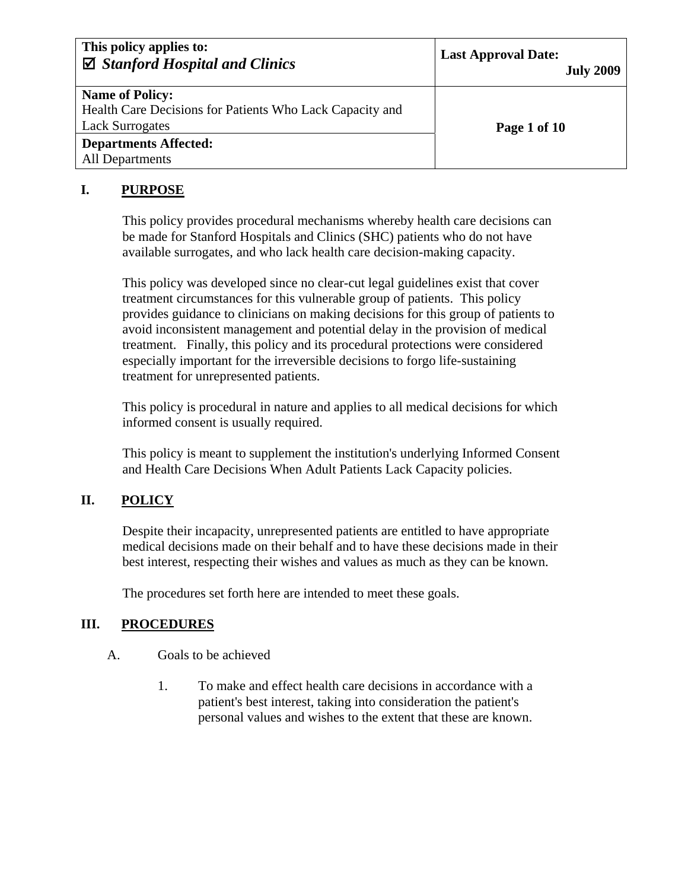| This policy applies to: ☑ *Stanford Hospital and Clinics* | Last Approval Date: July 2009 |
| --- | --- |
| **Name of Policy:** Health Care Decisions for Patients Who Lack Capacity and Lack Surrogates | |
| **Departments Affected:** All Departments | |

## I. PURPOSE

This policy provides procedural mechanisms whereby health care decisions can be made for Stanford Hospitals and Clinics (SHC) patients who do not have available surrogates, and who lack health care decision-making capacity.

This policy was developed since no clear-cut legal guidelines exist that cover treatment circumstances for this vulnerable group of patients. This policy provides guidance to clinicians on making decisions for this group of patients to avoid inconsistent management and potential delay in the provision of medical treatment. Finally, this policy and its procedural protections were considered especially important for the irreversible decisions to forgo life-sustaining treatment for unrepresented patients.

This policy is procedural in nature and applies to all medical decisions for which informed consent is usually required.

This policy is meant to supplement the institution's underlying Informed Consent and Health Care Decisions When Adult Patients Lack Capacity policies.

## II. POLICY

Despite their incapacity, unrepresented patients are entitled to have appropriate medical decisions made on their behalf and to have these decisions made in their best interest, respecting their wishes and values as much as they can be known.

The procedures set forth here are intended to meet these goals.

## III. PROCEDURES

A. Goals to be achieved

1. To make and effect health care decisions in accordance with a patient's best interest, taking into consideration the patient's personal values and wishes to the extent that these are known.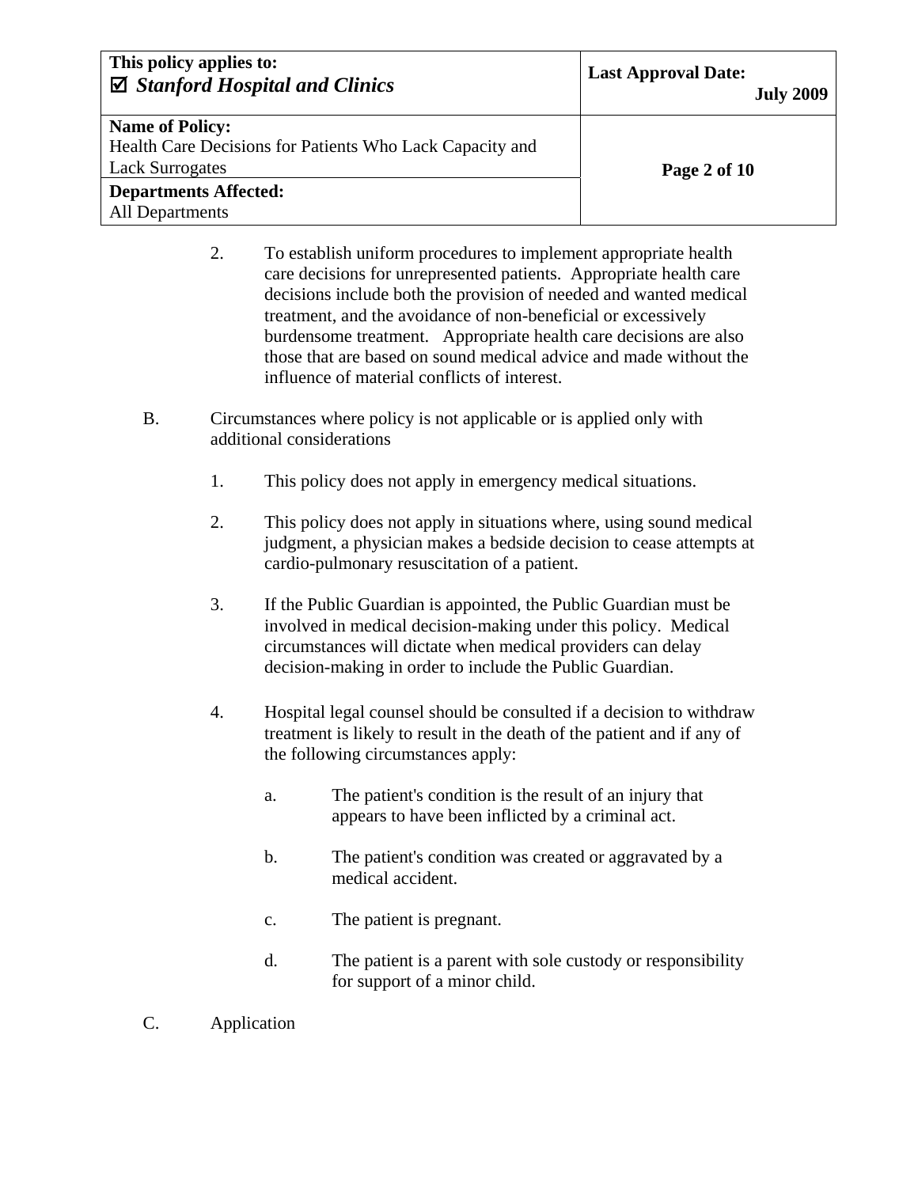2. To establish uniform procedures to implement appropriate health care decisions for unrepresented patients. Appropriate health care decisions include both the provision of needed and wanted medical treatment, and the avoidance of non-beneficial or excessively burdensome treatment. Appropriate health care decisions are also those that are based on sound medical advice and made without the influence of material conflicts of interest.

B. Circumstances where policy is not applicable or is applied only with additional considerations

1. This policy does not apply in emergency medical situations.

2. This policy does not apply in situations where, using sound medical judgment, a physician makes a bedside decision to cease attempts at cardio-pulmonary resuscitation of a patient.

3. If the Public Guardian is appointed, the Public Guardian must be involved in medical decision-making under this policy. Medical circumstances will dictate when medical providers can delay decision-making in order to include the Public Guardian.

4. Hospital legal counsel should be consulted if a decision to withdraw treatment is likely to result in the death of the patient and if any of the following circumstances apply:

   a. The patient's condition is the result of an injury that appears to have been inflicted by a criminal act.

   b. The patient's condition was created or aggravated by a medical accident.

   c. The patient is pregnant.

   d. The patient is a parent with sole custody or responsibility for support of a minor child.

C. Application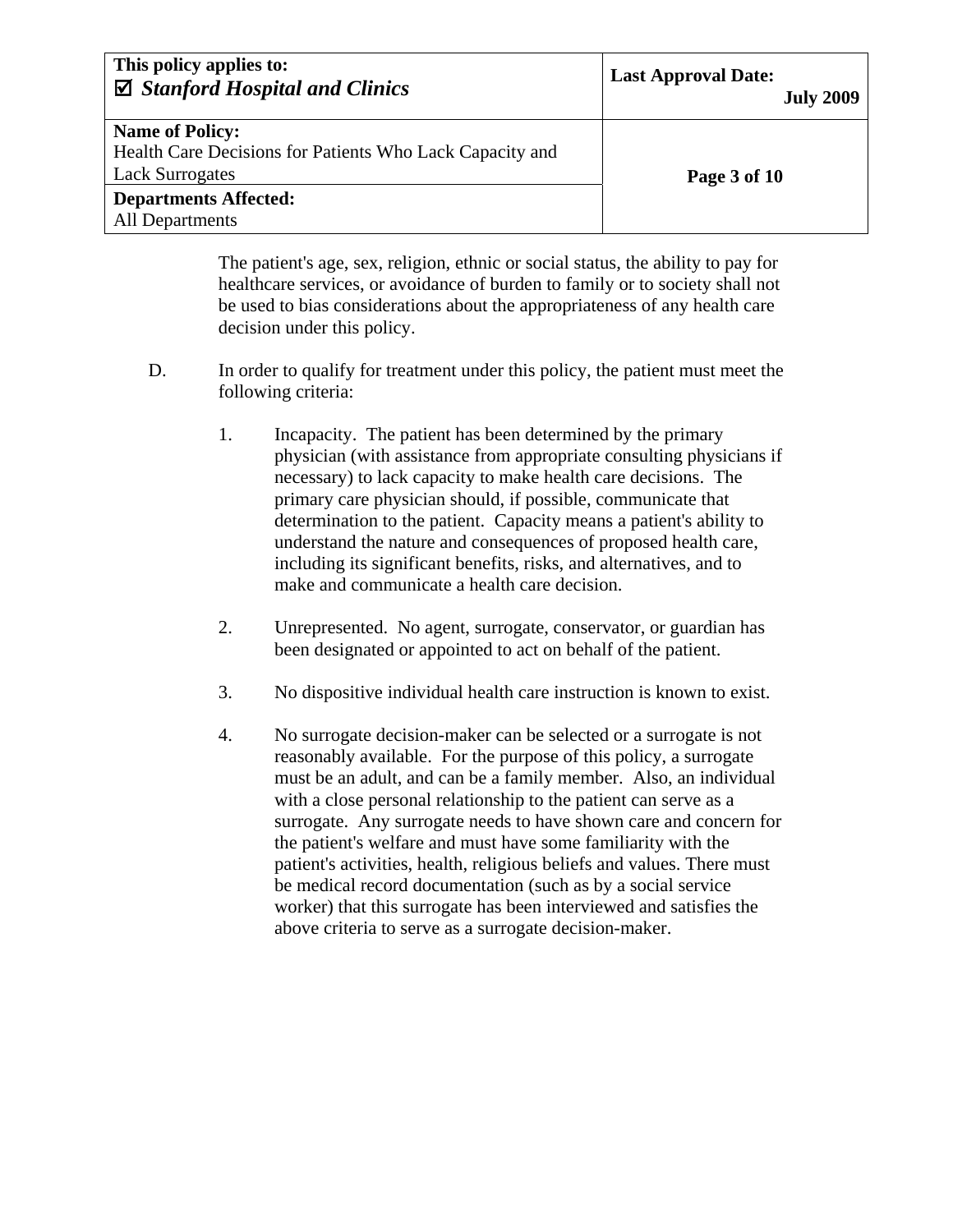The patient's age, sex, religion, ethnic or social status, the ability to pay for healthcare services, or avoidance of burden to family or to society shall not be used to bias considerations about the appropriateness of any health care decision under this policy.

D. In order to qualify for treatment under this policy, the patient must meet the following criteria:

1. Incapacity. The patient has been determined by the primary physician (with assistance from appropriate consulting physicians if necessary) to lack capacity to make health care decisions. The primary care physician should, if possible, communicate that determination to the patient. Capacity means a patient's ability to understand the nature and consequences of proposed health care, including its significant benefits, risks, and alternatives, and to make and communicate a health care decision.

2. Unrepresented. No agent, surrogate, conservator, or guardian has been designated or appointed to act on behalf of the patient.

3. No dispositive individual health care instruction is known to exist.

4. No surrogate decision-maker can be selected or a surrogate is not reasonably available. For the purpose of this policy, a surrogate must be an adult, and can be a family member. Also, an individual with a close personal relationship to the patient can serve as a surrogate. Any surrogate needs to have shown care and concern for the patient's welfare and must have some familiarity with the patient's activities, health, religious beliefs and values. There must be medical record documentation (such as by a social service worker) that this surrogate has been interviewed and satisfies the above criteria to serve as a surrogate decision-maker.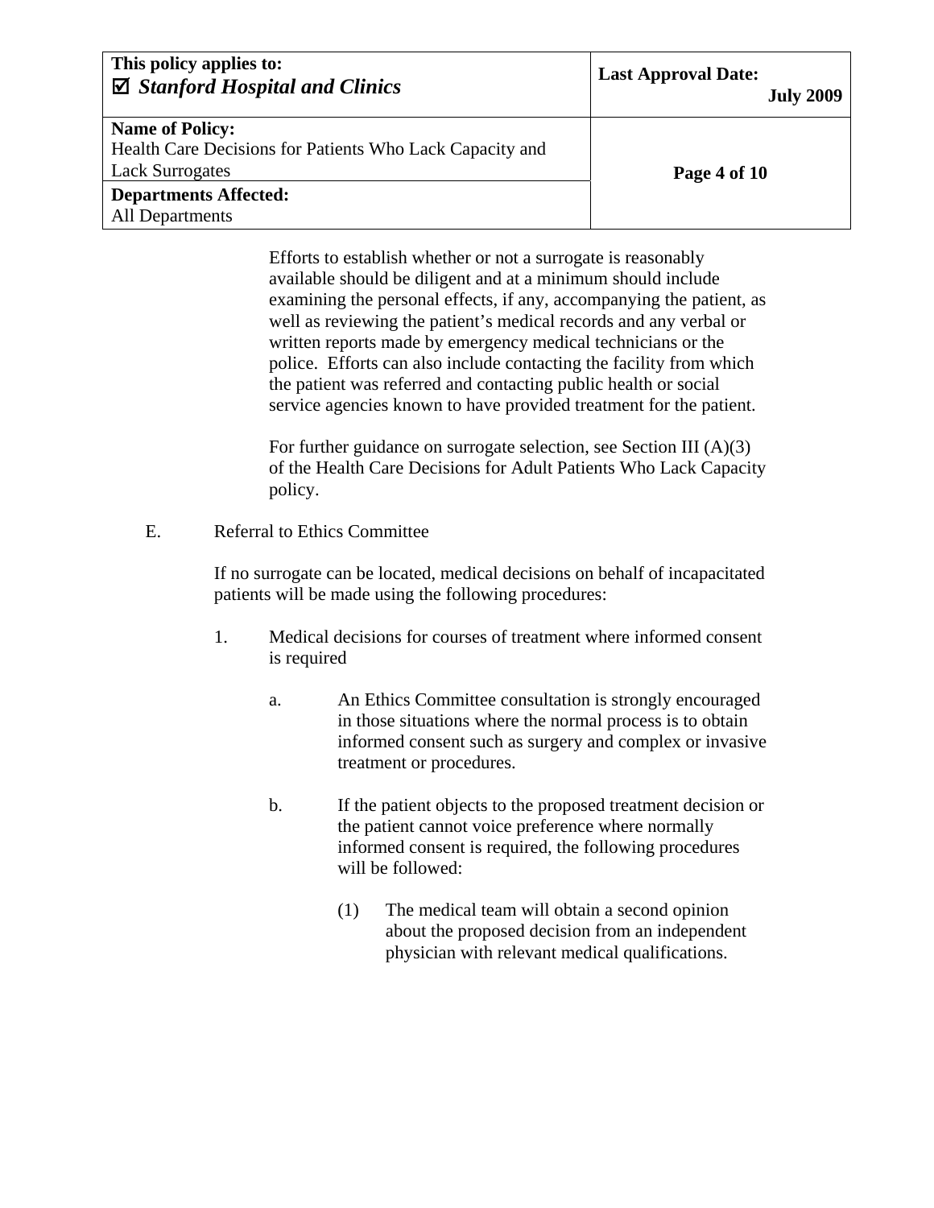Efforts to establish whether or not a surrogate is reasonably available should be diligent and at a minimum should include examining the personal effects, if any, accompanying the patient, as well as reviewing the patient's medical records and any verbal or written reports made by emergency medical technicians or the police. Efforts can also include contacting the facility from which the patient was referred and contacting public health or social service agencies known to have provided treatment for the patient.

For further guidance on surrogate selection, see Section III (A)(3) of the Health Care Decisions for Adult Patients Who Lack Capacity policy.

E. Referral to Ethics Committee

If no surrogate can be located, medical decisions on behalf of incapacitated patients will be made using the following procedures:

1. Medical decisions for courses of treatment where informed consent is required

   a. An Ethics Committee consultation is strongly encouraged in those situations where the normal process is to obtain informed consent such as surgery and complex or invasive treatment or procedures.

   b. If the patient objects to the proposed treatment decision or the patient cannot voice preference where normally informed consent is required, the following procedures will be followed:

      (1) The medical team will obtain a second opinion about the proposed decision from an independent physician with relevant medical qualifications.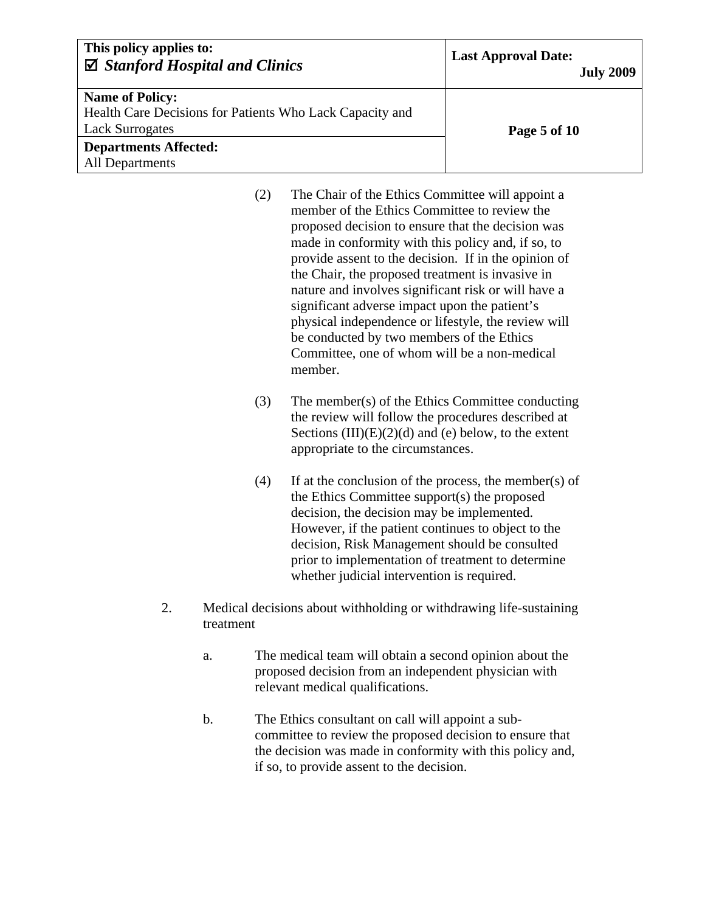(2) The Chair of the Ethics Committee will appoint a member of the Ethics Committee to review the proposed decision to ensure that the decision was made in conformity with this policy and, if so, to provide assent to the decision. If in the opinion of the Chair, the proposed treatment is invasive in nature and involves significant risk or will have a significant adverse impact upon the patient's physical independence or lifestyle, the review will be conducted by two members of the Ethics Committee, one of whom will be a non-medical member.

(3) The member(s) of the Ethics Committee conducting the review will follow the procedures described at Sections (III)(E)(2)(d) and (e) below, to the extent appropriate to the circumstances.

(4) If at the conclusion of the process, the member(s) of the Ethics Committee support(s) the proposed decision, the decision may be implemented. However, if the patient continues to object to the decision, Risk Management should be consulted prior to implementation of treatment to determine whether judicial intervention is required.

2. Medical decisions about withholding or withdrawing life-sustaining treatment

   a. The medical team will obtain a second opinion about the proposed decision from an independent physician with relevant medical qualifications.

   b. The Ethics consultant on call will appoint a sub-committee to review the proposed decision to ensure that the decision was made in conformity with this policy and, if so, to provide assent to the decision.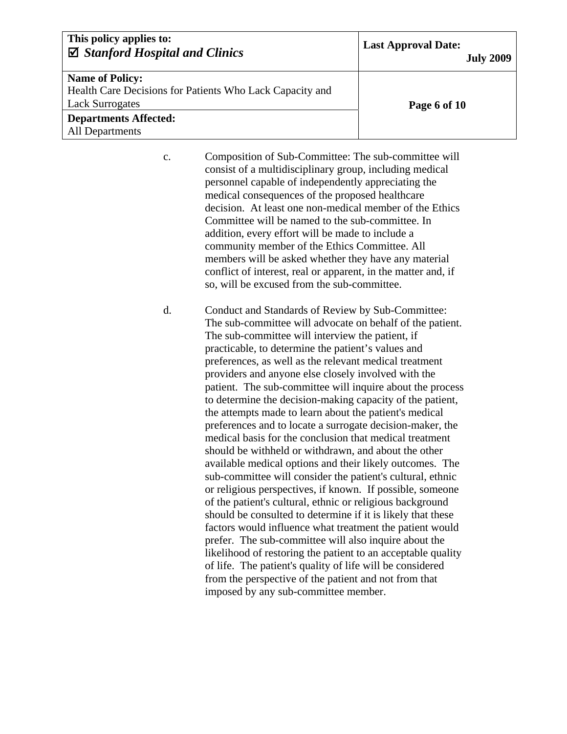c. Composition of Sub-Committee: The sub-committee will consist of a multidisciplinary group, including medical personnel capable of independently appreciating the medical consequences of the proposed healthcare decision. At least one non-medical member of the Ethics Committee will be named to the sub-committee. In addition, every effort will be made to include a community member of the Ethics Committee. All members will be asked whether they have any material conflict of interest, real or apparent, in the matter and, if so, will be excused from the sub-committee.

d. Conduct and Standards of Review by Sub-Committee: The sub-committee will advocate on behalf of the patient. The sub-committee will interview the patient, if practicable, to determine the patient's values and preferences, as well as the relevant medical treatment providers and anyone else closely involved with the patient. The sub-committee will inquire about the process to determine the decision-making capacity of the patient, the attempts made to learn about the patient's medical preferences and to locate a surrogate decision-maker, the medical basis for the conclusion that medical treatment should be withheld or withdrawn, and about the other available medical options and their likely outcomes. The sub-committee will consider the patient's cultural, ethnic or religious perspectives, if known. If possible, someone of the patient's cultural, ethnic or religious background should be consulted to determine if it is likely that these factors would influence what treatment the patient would prefer. The sub-committee will also inquire about the likelihood of restoring the patient to an acceptable quality of life. The patient's quality of life will be considered from the perspective of the patient and not from that imposed by any sub-committee member.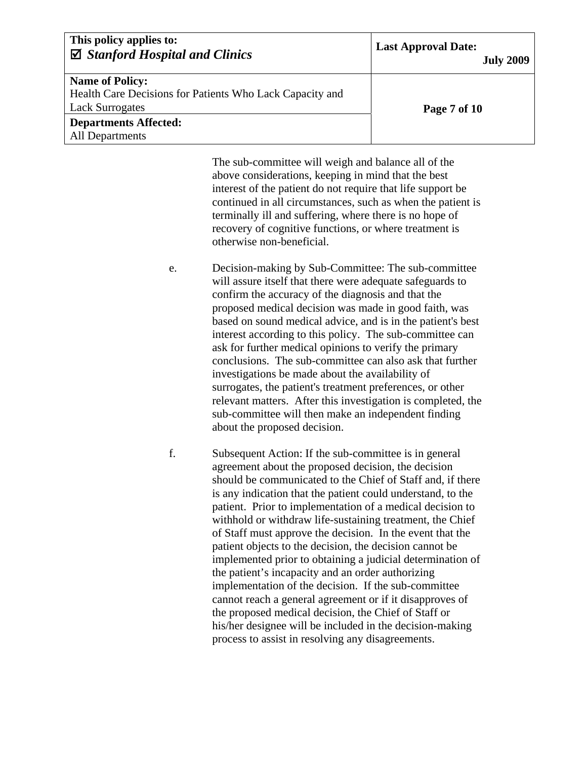The sub-committee will weigh and balance all of the above considerations, keeping in mind that the best interest of the patient do not require that life support be continued in all circumstances, such as when the patient is terminally ill and suffering, where there is no hope of recovery of cognitive functions, or where treatment is otherwise non-beneficial.

e. Decision-making by Sub-Committee: The sub-committee will assure itself that there were adequate safeguards to confirm the accuracy of the diagnosis and that the proposed medical decision was made in good faith, was based on sound medical advice, and is in the patient's best interest according to this policy. The sub-committee can ask for further medical opinions to verify the primary conclusions. The sub-committee can also ask that further investigations be made about the availability of surrogates, the patient's treatment preferences, or other relevant matters. After this investigation is completed, the sub-committee will then make an independent finding about the proposed decision.

f. Subsequent Action: If the sub-committee is in general agreement about the proposed decision, the decision should be communicated to the Chief of Staff and, if there is any indication that the patient could understand, to the patient. Prior to implementation of a medical decision to withhold or withdraw life-sustaining treatment, the Chief of Staff must approve the decision. In the event that the patient objects to the decision, the decision cannot be implemented prior to obtaining a judicial determination of the patient's incapacity and an order authorizing implementation of the decision. If the sub-committee cannot reach a general agreement or if it disapproves of the proposed medical decision, the Chief of Staff or his/her designee will be included in the decision-making process to assist in resolving any disagreements.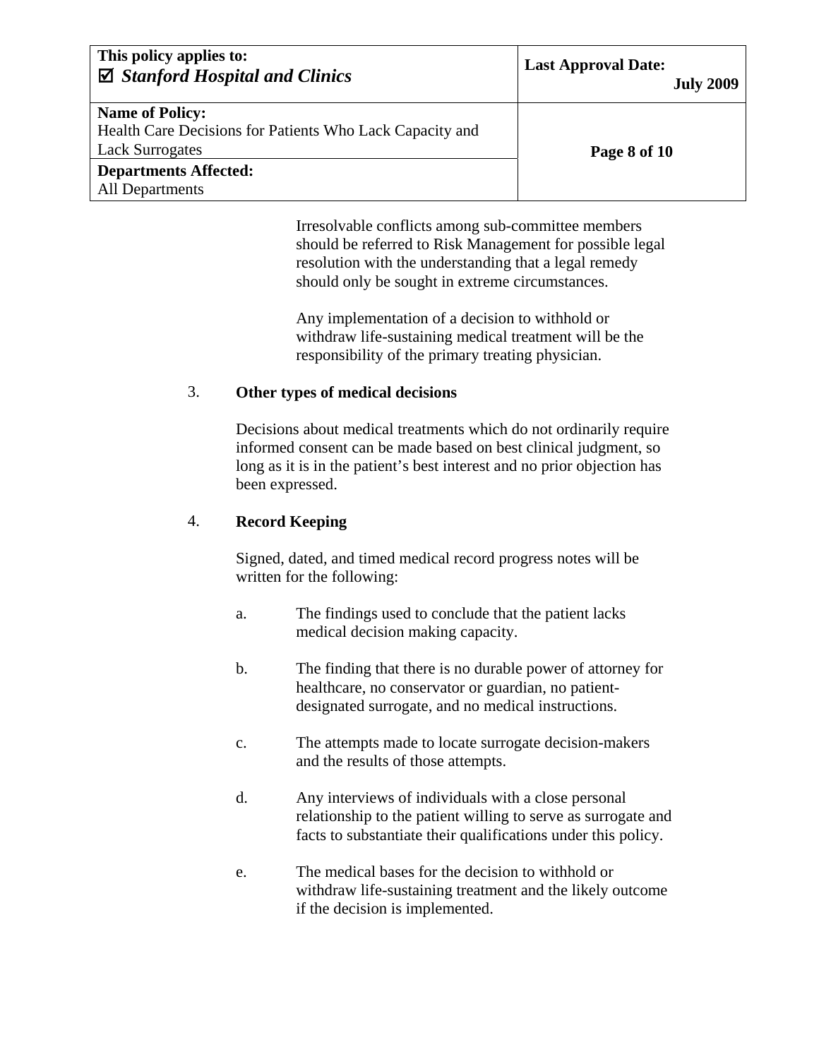Irresolvable conflicts among sub-committee members should be referred to Risk Management for possible legal resolution with the understanding that a legal remedy should only be sought in extreme circumstances.

Any implementation of a decision to withhold or withdraw life-sustaining medical treatment will be the responsibility of the primary treating physician.

3. **Other types of medical decisions**

   Decisions about medical treatments which do not ordinarily require informed consent can be made based on best clinical judgment, so long as it is in the patient's best interest and no prior objection has been expressed.

4. **Record Keeping**

   Signed, dated, and timed medical record progress notes will be written for the following:

   a. The findings used to conclude that the patient lacks medical decision making capacity.

   b. The finding that there is no durable power of attorney for healthcare, no conservator or guardian, no patient-designated surrogate, and no medical instructions.

   c. The attempts made to locate surrogate decision-makers and the results of those attempts.

   d. Any interviews of individuals with a close personal relationship to the patient willing to serve as surrogate and facts to substantiate their qualifications under this policy.

   e. The medical bases for the decision to withhold or withdraw life-sustaining treatment and the likely outcome if the decision is implemented.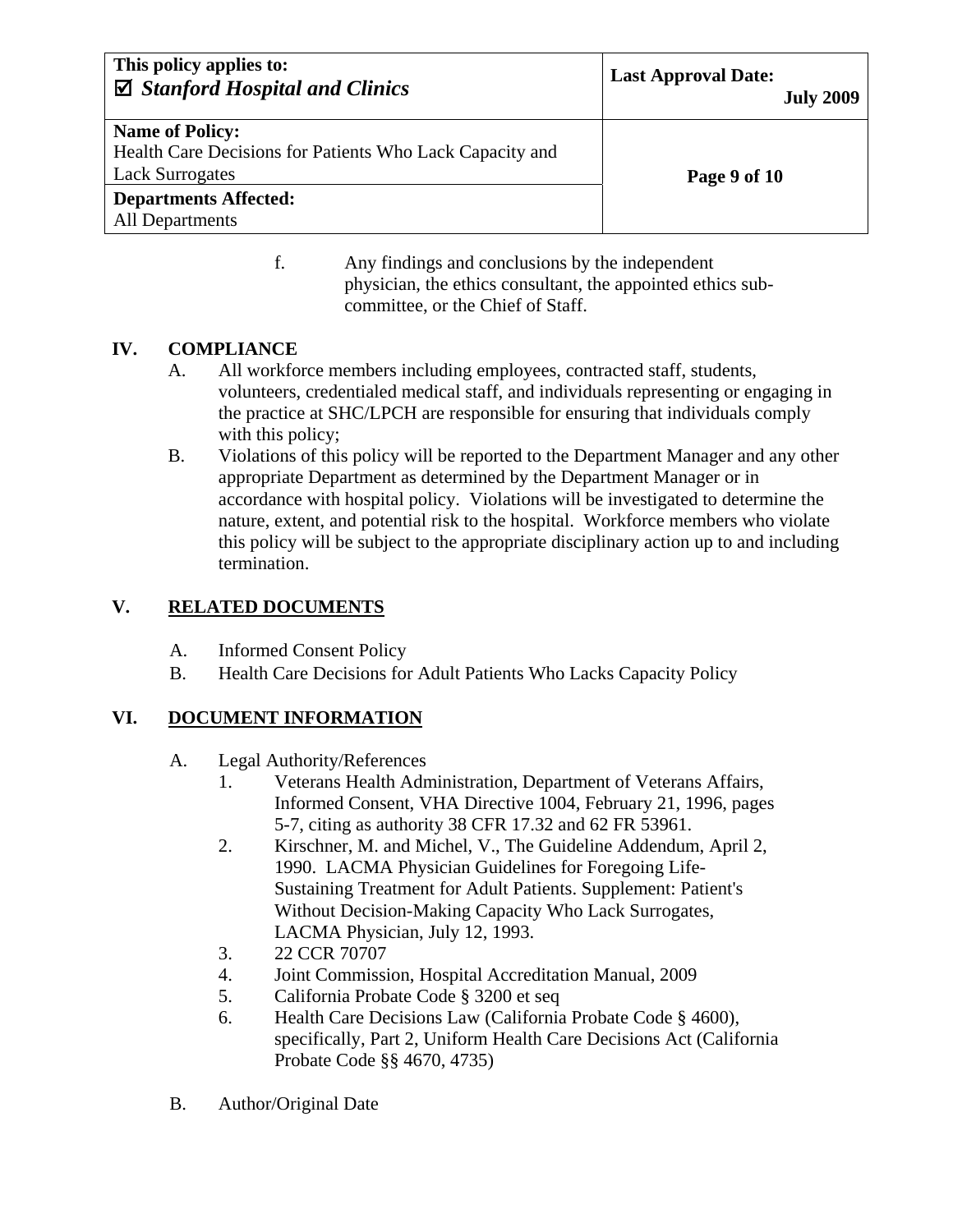f. Any findings and conclusions by the independent physician, the ethics consultant, the appointed ethics sub-committee, or the Chief of Staff.

## IV. COMPLIANCE

A. All workforce members including employees, contracted staff, students, volunteers, credentialed medical staff, and individuals representing or engaging in the practice at SHC/LPCH are responsible for ensuring that individuals comply with this policy;

B. Violations of this policy will be reported to the Department Manager and any other appropriate Department as determined by the Department Manager or in accordance with hospital policy. Violations will be investigated to determine the nature, extent, and potential risk to the hospital. Workforce members who violate this policy will be subject to the appropriate disciplinary action up to and including termination.

## V. RELATED DOCUMENTS

A. Informed Consent Policy

B. Health Care Decisions for Adult Patients Who Lacks Capacity Policy

## VI. DOCUMENT INFORMATION

A. Legal Authority/References

1. Veterans Health Administration, Department of Veterans Affairs, Informed Consent, VHA Directive 1004, February 21, 1996, pages 5-7, citing as authority 38 CFR 17.32 and 62 FR 53961.
2. Kirschner, M. and Michel, V., The Guideline Addendum, April 2, 1990. LACMA Physician Guidelines for Foregoing Life-Sustaining Treatment for Adult Patients. Supplement: Patient's Without Decision-Making Capacity Who Lack Surrogates, LACMA Physician, July 12, 1993.
3. 22 CCR 70707
4. Joint Commission, Hospital Accreditation Manual, 2009
5. California Probate Code § 3200 et seq
6. Health Care Decisions Law (California Probate Code § 4600), specifically, Part 2, Uniform Health Care Decisions Act (California Probate Code §§ 4670, 4735)

B. Author/Original Date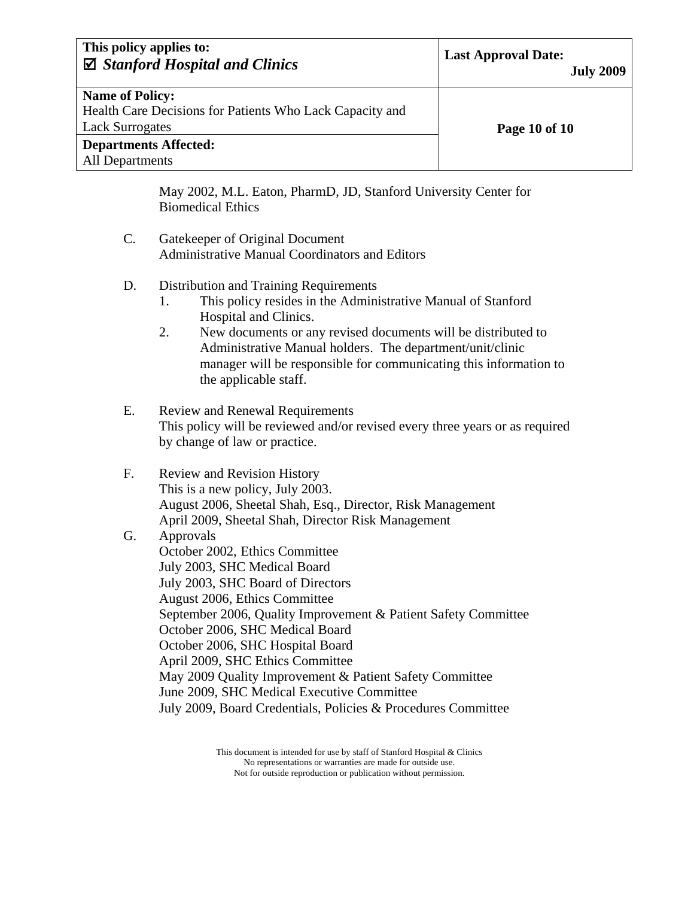May 2002, M.L. Eaton, PharmD, JD, Stanford University Center for Biomedical Ethics

C. Gatekeeper of Original Document
Administrative Manual Coordinators and Editors

D. Distribution and Training Requirements
   1. This policy resides in the Administrative Manual of Stanford Hospital and Clinics.
   2. New documents or any revised documents will be distributed to Administrative Manual holders. The department/unit/clinic manager will be responsible for communicating this information to the applicable staff.

E. Review and Renewal Requirements
This policy will be reviewed and/or revised every three years or as required by change of law or practice.

F. Review and Revision History
This is a new policy, July 2003.
August 2006, Sheetal Shah, Esq., Director, Risk Management
April 2009, Sheetal Shah, Director Risk Management

G. Approvals
October 2002, Ethics Committee
July 2003, SHC Medical Board
July 2003, SHC Board of Directors
August 2006, Ethics Committee
September 2006, Quality Improvement & Patient Safety Committee
October 2006, SHC Medical Board
October 2006, SHC Hospital Board
April 2009, SHC Ethics Committee
May 2009 Quality Improvement & Patient Safety Committee
June 2009, SHC Medical Executive Committee
July 2009, Board Credentials, Policies & Procedures Committee